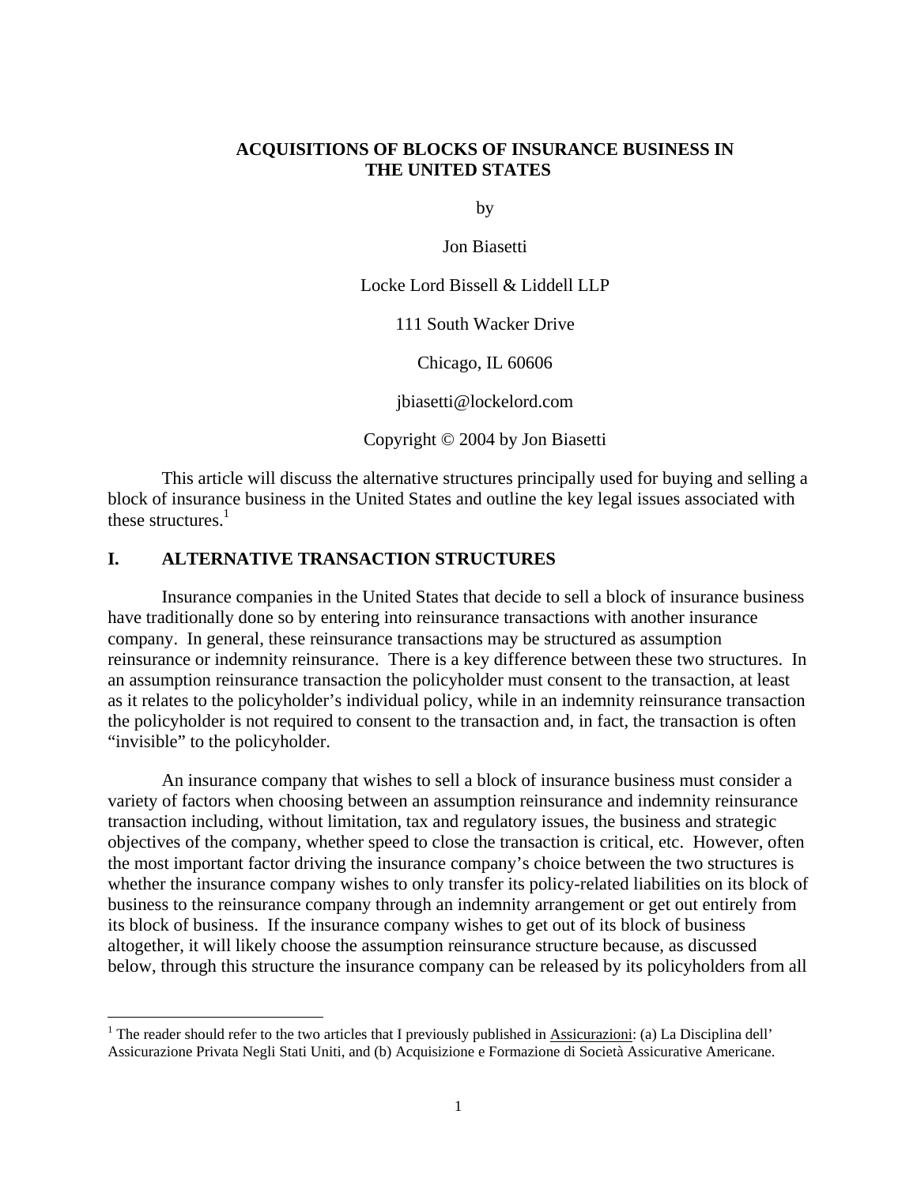# ACQUISITIONS OF BLOCKS OF INSURANCE BUSINESS IN THE UNITED STATES

by

Jon Biasetti

Locke Lord Bissell & Liddell LLP

111 South Wacker Drive

Chicago, IL 60606

jbiasetti@lockelord.com

Copyright © 2004 by Jon Biasetti

This article will discuss the alternative structures principally used for buying and selling a block of insurance business in the United States and outline the key legal issues associated with these structures.[1]

## I. ALTERNATIVE TRANSACTION STRUCTURES

Insurance companies in the United States that decide to sell a block of insurance business have traditionally done so by entering into reinsurance transactions with another insurance company. In general, these reinsurance transactions may be structured as assumption reinsurance or indemnity reinsurance. There is a key difference between these two structures. In an assumption reinsurance transaction the policyholder must consent to the transaction, at least as it relates to the policyholder's individual policy, while in an indemnity reinsurance transaction the policyholder is not required to consent to the transaction and, in fact, the transaction is often "invisible" to the policyholder.

An insurance company that wishes to sell a block of insurance business must consider a variety of factors when choosing between an assumption reinsurance and indemnity reinsurance transaction including, without limitation, tax and regulatory issues, the business and strategic objectives of the company, whether speed to close the transaction is critical, etc. However, often the most important factor driving the insurance company's choice between the two structures is whether the insurance company wishes to only transfer its policy-related liabilities on its block of business to the reinsurance company through an indemnity arrangement or get out entirely from its block of business. If the insurance company wishes to get out of its block of business altogether, it will likely choose the assumption reinsurance structure because, as discussed below, through this structure the insurance company can be released by its policyholders from all

[1] The reader should refer to the two articles that I previously published in Assicurazioni: (a) La Disciplina dell' Assicurazione Privata Negli Stati Uniti, and (b) Acquisizione e Formazione di Società Assicurative Americane.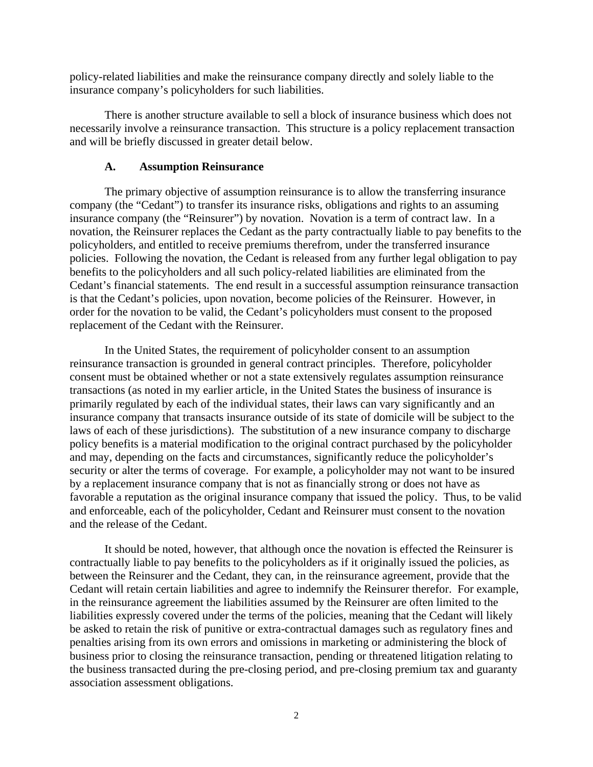policy-related liabilities and make the reinsurance company directly and solely liable to the insurance company's policyholders for such liabilities.

There is another structure available to sell a block of insurance business which does not necessarily involve a reinsurance transaction. This structure is a policy replacement transaction and will be briefly discussed in greater detail below.

### A. Assumption Reinsurance

The primary objective of assumption reinsurance is to allow the transferring insurance company (the "Cedant") to transfer its insurance risks, obligations and rights to an assuming insurance company (the "Reinsurer") by novation. Novation is a term of contract law. In a novation, the Reinsurer replaces the Cedant as the party contractually liable to pay benefits to the policyholders, and entitled to receive premiums therefrom, under the transferred insurance policies. Following the novation, the Cedant is released from any further legal obligation to pay benefits to the policyholders and all such policy-related liabilities are eliminated from the Cedant's financial statements. The end result in a successful assumption reinsurance transaction is that the Cedant's policies, upon novation, become policies of the Reinsurer. However, in order for the novation to be valid, the Cedant's policyholders must consent to the proposed replacement of the Cedant with the Reinsurer.

In the United States, the requirement of policyholder consent to an assumption reinsurance transaction is grounded in general contract principles. Therefore, policyholder consent must be obtained whether or not a state extensively regulates assumption reinsurance transactions (as noted in my earlier article, in the United States the business of insurance is primarily regulated by each of the individual states, their laws can vary significantly and an insurance company that transacts insurance outside of its state of domicile will be subject to the laws of each of these jurisdictions). The substitution of a new insurance company to discharge policy benefits is a material modification to the original contract purchased by the policyholder and may, depending on the facts and circumstances, significantly reduce the policyholder's security or alter the terms of coverage. For example, a policyholder may not want to be insured by a replacement insurance company that is not as financially strong or does not have as favorable a reputation as the original insurance company that issued the policy. Thus, to be valid and enforceable, each of the policyholder, Cedant and Reinsurer must consent to the novation and the release of the Cedant.

It should be noted, however, that although once the novation is effected the Reinsurer is contractually liable to pay benefits to the policyholders as if it originally issued the policies, as between the Reinsurer and the Cedant, they can, in the reinsurance agreement, provide that the Cedant will retain certain liabilities and agree to indemnify the Reinsurer therefor. For example, in the reinsurance agreement the liabilities assumed by the Reinsurer are often limited to the liabilities expressly covered under the terms of the policies, meaning that the Cedant will likely be asked to retain the risk of punitive or extra-contractual damages such as regulatory fines and penalties arising from its own errors and omissions in marketing or administering the block of business prior to closing the reinsurance transaction, pending or threatened litigation relating to the business transacted during the pre-closing period, and pre-closing premium tax and guaranty association assessment obligations.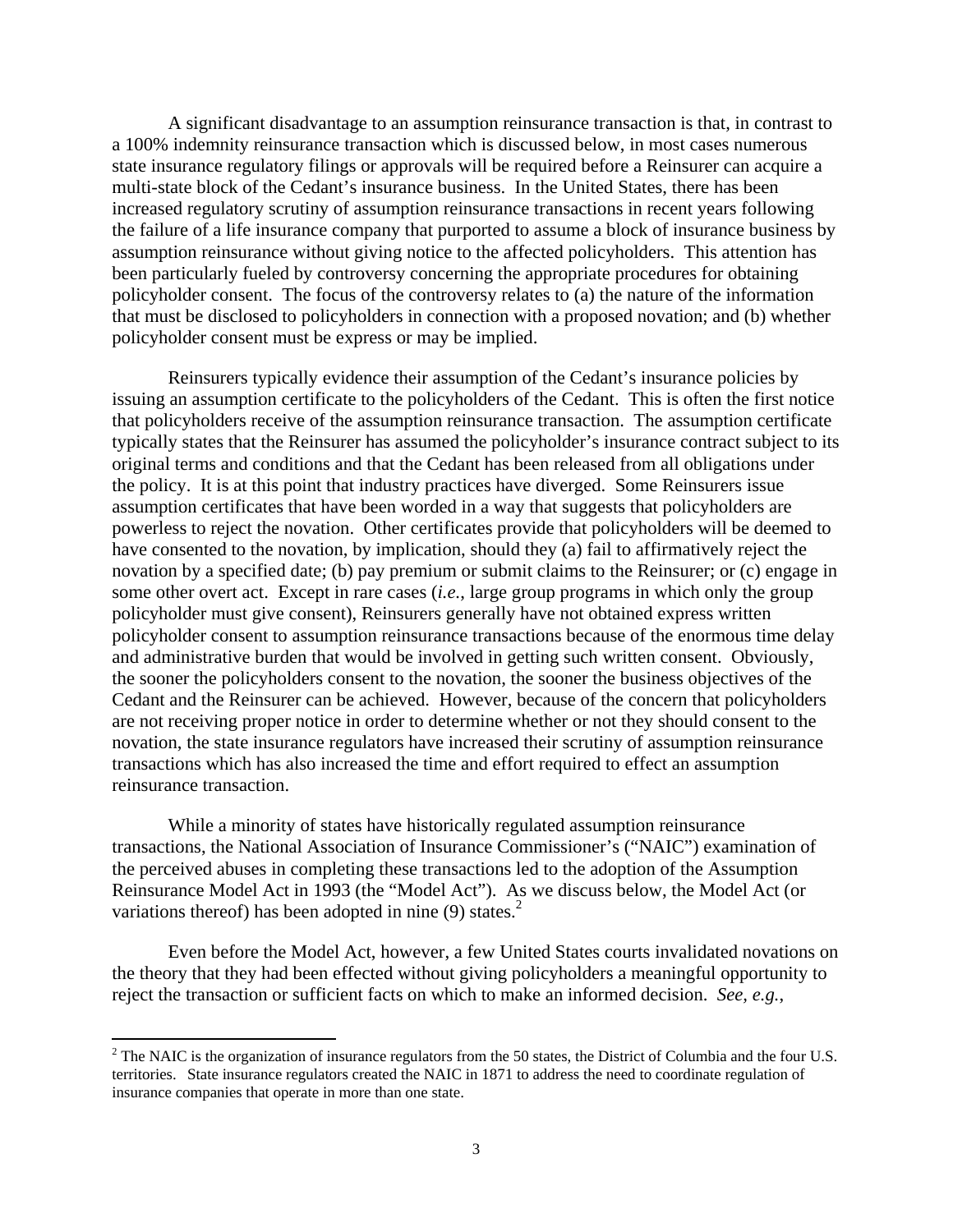A significant disadvantage to an assumption reinsurance transaction is that, in contrast to a 100% indemnity reinsurance transaction which is discussed below, in most cases numerous state insurance regulatory filings or approvals will be required before a Reinsurer can acquire a multi-state block of the Cedant's insurance business. In the United States, there has been increased regulatory scrutiny of assumption reinsurance transactions in recent years following the failure of a life insurance company that purported to assume a block of insurance business by assumption reinsurance without giving notice to the affected policyholders. This attention has been particularly fueled by controversy concerning the appropriate procedures for obtaining policyholder consent. The focus of the controversy relates to (a) the nature of the information that must be disclosed to policyholders in connection with a proposed novation; and (b) whether policyholder consent must be express or may be implied.

Reinsurers typically evidence their assumption of the Cedant's insurance policies by issuing an assumption certificate to the policyholders of the Cedant. This is often the first notice that policyholders receive of the assumption reinsurance transaction. The assumption certificate typically states that the Reinsurer has assumed the policyholder's insurance contract subject to its original terms and conditions and that the Cedant has been released from all obligations under the policy. It is at this point that industry practices have diverged. Some Reinsurers issue assumption certificates that have been worded in a way that suggests that policyholders are powerless to reject the novation. Other certificates provide that policyholders will be deemed to have consented to the novation, by implication, should they (a) fail to affirmatively reject the novation by a specified date; (b) pay premium or submit claims to the Reinsurer; or (c) engage in some other overt act. Except in rare cases (*i.e.,* large group programs in which only the group policyholder must give consent), Reinsurers generally have not obtained express written policyholder consent to assumption reinsurance transactions because of the enormous time delay and administrative burden that would be involved in getting such written consent. Obviously, the sooner the policyholders consent to the novation, the sooner the business objectives of the Cedant and the Reinsurer can be achieved. However, because of the concern that policyholders are not receiving proper notice in order to determine whether or not they should consent to the novation, the state insurance regulators have increased their scrutiny of assumption reinsurance transactions which has also increased the time and effort required to effect an assumption reinsurance transaction.

While a minority of states have historically regulated assumption reinsurance transactions, the National Association of Insurance Commissioner's ("NAIC") examination of the perceived abuses in completing these transactions led to the adoption of the Assumption Reinsurance Model Act in 1993 (the "Model Act"). As we discuss below, the Model Act (or variations thereof) has been adopted in nine (9) states.[2]

Even before the Model Act, however, a few United States courts invalidated novations on the theory that they had been effected without giving policyholders a meaningful opportunity to reject the transaction or sufficient facts on which to make an informed decision. *See, e.g.,*

---

[2] The NAIC is the organization of insurance regulators from the 50 states, the District of Columbia and the four U.S. territories. State insurance regulators created the NAIC in 1871 to address the need to coordinate regulation of insurance companies that operate in more than one state.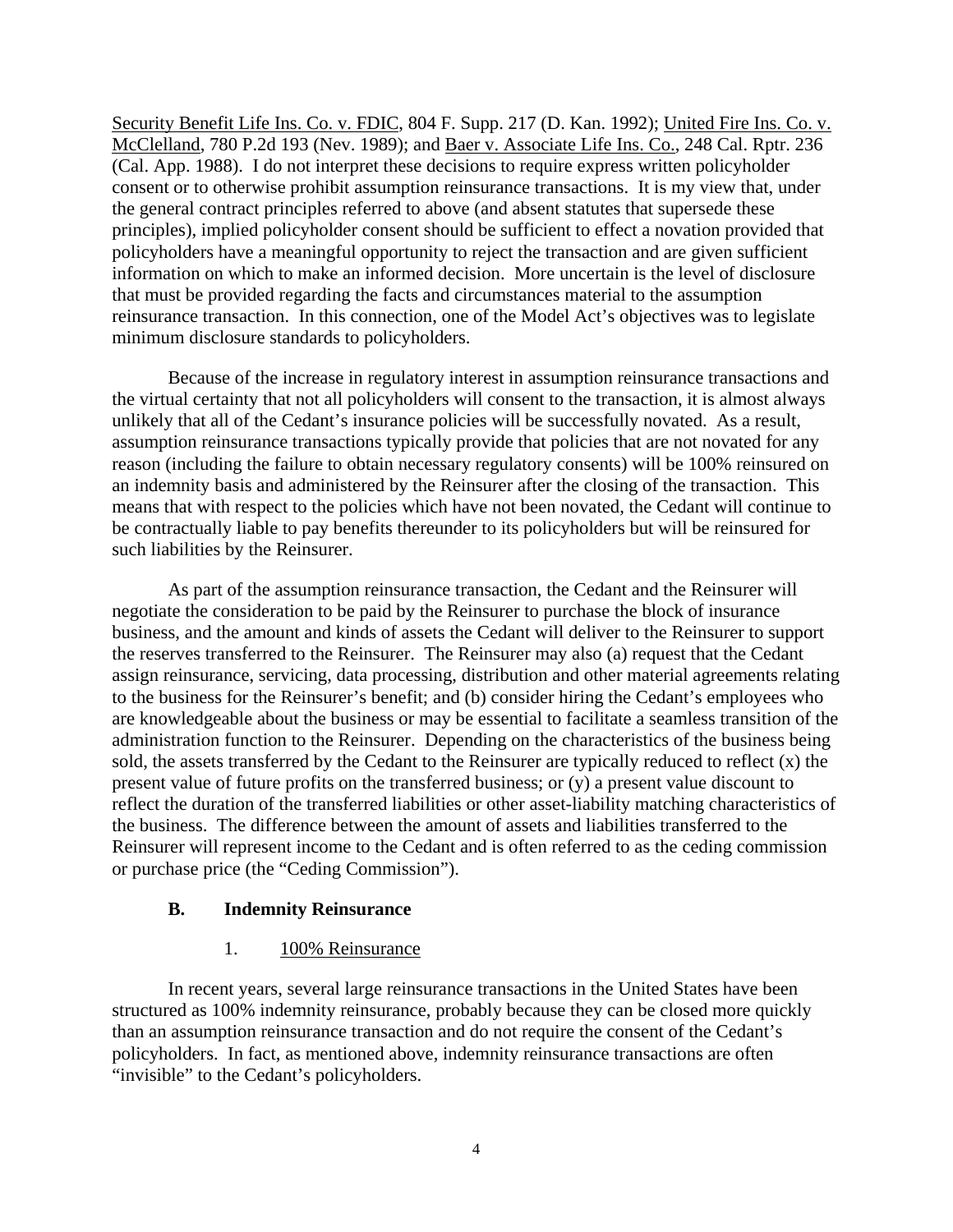Security Benefit Life Ins. Co. v. FDIC, 804 F. Supp. 217 (D. Kan. 1992); United Fire Ins. Co. v. McClelland, 780 P.2d 193 (Nev. 1989); and Baer v. Associate Life Ins. Co., 248 Cal. Rptr. 236 (Cal. App. 1988). I do not interpret these decisions to require express written policyholder consent or to otherwise prohibit assumption reinsurance transactions. It is my view that, under the general contract principles referred to above (and absent statutes that supersede these principles), implied policyholder consent should be sufficient to effect a novation provided that policyholders have a meaningful opportunity to reject the transaction and are given sufficient information on which to make an informed decision. More uncertain is the level of disclosure that must be provided regarding the facts and circumstances material to the assumption reinsurance transaction. In this connection, one of the Model Act's objectives was to legislate minimum disclosure standards to policyholders.

Because of the increase in regulatory interest in assumption reinsurance transactions and the virtual certainty that not all policyholders will consent to the transaction, it is almost always unlikely that all of the Cedant's insurance policies will be successfully novated. As a result, assumption reinsurance transactions typically provide that policies that are not novated for any reason (including the failure to obtain necessary regulatory consents) will be 100% reinsured on an indemnity basis and administered by the Reinsurer after the closing of the transaction. This means that with respect to the policies which have not been novated, the Cedant will continue to be contractually liable to pay benefits thereunder to its policyholders but will be reinsured for such liabilities by the Reinsurer.

As part of the assumption reinsurance transaction, the Cedant and the Reinsurer will negotiate the consideration to be paid by the Reinsurer to purchase the block of insurance business, and the amount and kinds of assets the Cedant will deliver to the Reinsurer to support the reserves transferred to the Reinsurer. The Reinsurer may also (a) request that the Cedant assign reinsurance, servicing, data processing, distribution and other material agreements relating to the business for the Reinsurer's benefit; and (b) consider hiring the Cedant's employees who are knowledgeable about the business or may be essential to facilitate a seamless transition of the administration function to the Reinsurer. Depending on the characteristics of the business being sold, the assets transferred by the Cedant to the Reinsurer are typically reduced to reflect (x) the present value of future profits on the transferred business; or (y) a present value discount to reflect the duration of the transferred liabilities or other asset-liability matching characteristics of the business. The difference between the amount of assets and liabilities transferred to the Reinsurer will represent income to the Cedant and is often referred to as the ceding commission or purchase price (the "Ceding Commission").

### B. Indemnity Reinsurance

#### 1. 100% Reinsurance

In recent years, several large reinsurance transactions in the United States have been structured as 100% indemnity reinsurance, probably because they can be closed more quickly than an assumption reinsurance transaction and do not require the consent of the Cedant's policyholders. In fact, as mentioned above, indemnity reinsurance transactions are often "invisible" to the Cedant's policyholders.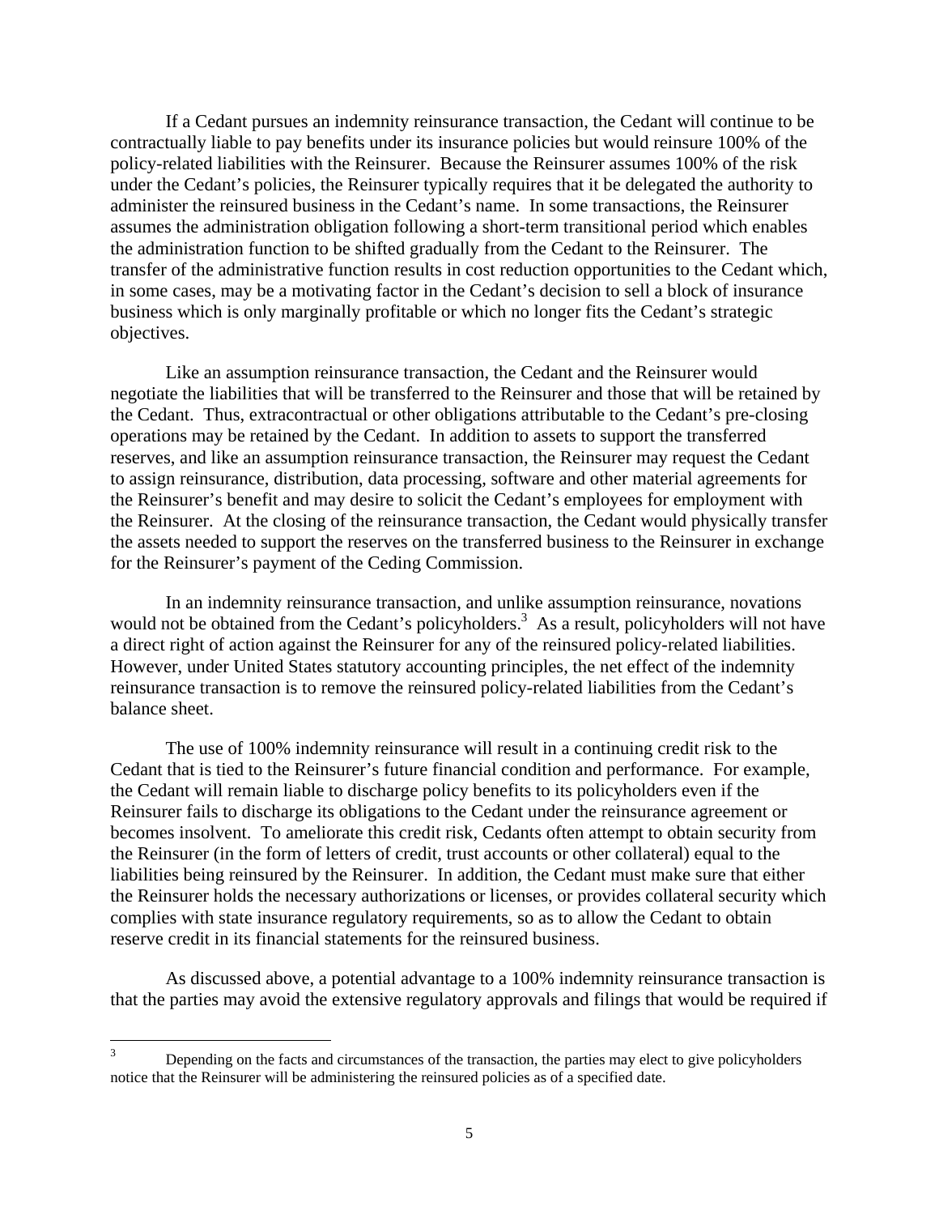If a Cedant pursues an indemnity reinsurance transaction, the Cedant will continue to be contractually liable to pay benefits under its insurance policies but would reinsure 100% of the policy-related liabilities with the Reinsurer. Because the Reinsurer assumes 100% of the risk under the Cedant's policies, the Reinsurer typically requires that it be delegated the authority to administer the reinsured business in the Cedant's name. In some transactions, the Reinsurer assumes the administration obligation following a short-term transitional period which enables the administration function to be shifted gradually from the Cedant to the Reinsurer. The transfer of the administrative function results in cost reduction opportunities to the Cedant which, in some cases, may be a motivating factor in the Cedant's decision to sell a block of insurance business which is only marginally profitable or which no longer fits the Cedant's strategic objectives.

Like an assumption reinsurance transaction, the Cedant and the Reinsurer would negotiate the liabilities that will be transferred to the Reinsurer and those that will be retained by the Cedant. Thus, extracontractual or other obligations attributable to the Cedant's pre-closing operations may be retained by the Cedant. In addition to assets to support the transferred reserves, and like an assumption reinsurance transaction, the Reinsurer may request the Cedant to assign reinsurance, distribution, data processing, software and other material agreements for the Reinsurer's benefit and may desire to solicit the Cedant's employees for employment with the Reinsurer. At the closing of the reinsurance transaction, the Cedant would physically transfer the assets needed to support the reserves on the transferred business to the Reinsurer in exchange for the Reinsurer's payment of the Ceding Commission.

In an indemnity reinsurance transaction, and unlike assumption reinsurance, novations would not be obtained from the Cedant's policyholders.[3] As a result, policyholders will not have a direct right of action against the Reinsurer for any of the reinsured policy-related liabilities. However, under United States statutory accounting principles, the net effect of the indemnity reinsurance transaction is to remove the reinsured policy-related liabilities from the Cedant's balance sheet.

The use of 100% indemnity reinsurance will result in a continuing credit risk to the Cedant that is tied to the Reinsurer's future financial condition and performance. For example, the Cedant will remain liable to discharge policy benefits to its policyholders even if the Reinsurer fails to discharge its obligations to the Cedant under the reinsurance agreement or becomes insolvent. To ameliorate this credit risk, Cedants often attempt to obtain security from the Reinsurer (in the form of letters of credit, trust accounts or other collateral) equal to the liabilities being reinsured by the Reinsurer. In addition, the Cedant must make sure that either the Reinsurer holds the necessary authorizations or licenses, or provides collateral security which complies with state insurance regulatory requirements, so as to allow the Cedant to obtain reserve credit in its financial statements for the reinsured business.

As discussed above, a potential advantage to a 100% indemnity reinsurance transaction is that the parties may avoid the extensive regulatory approvals and filings that would be required if

---

[3] Depending on the facts and circumstances of the transaction, the parties may elect to give policyholders notice that the Reinsurer will be administering the reinsured policies as of a specified date.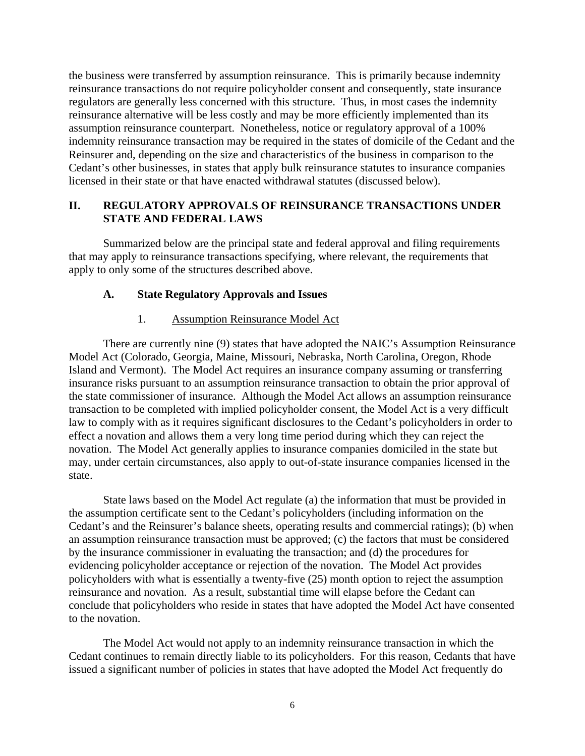the business were transferred by assumption reinsurance. This is primarily because indemnity reinsurance transactions do not require policyholder consent and consequently, state insurance regulators are generally less concerned with this structure. Thus, in most cases the indemnity reinsurance alternative will be less costly and may be more efficiently implemented than its assumption reinsurance counterpart. Nonetheless, notice or regulatory approval of a 100% indemnity reinsurance transaction may be required in the states of domicile of the Cedant and the Reinsurer and, depending on the size and characteristics of the business in comparison to the Cedant's other businesses, in states that apply bulk reinsurance statutes to insurance companies licensed in their state or that have enacted withdrawal statutes (discussed below).

## II. REGULATORY APPROVALS OF REINSURANCE TRANSACTIONS UNDER STATE AND FEDERAL LAWS

Summarized below are the principal state and federal approval and filing requirements that may apply to reinsurance transactions specifying, where relevant, the requirements that apply to only some of the structures described above.

### A. State Regulatory Approvals and Issues

#### 1. Assumption Reinsurance Model Act

There are currently nine (9) states that have adopted the NAIC's Assumption Reinsurance Model Act (Colorado, Georgia, Maine, Missouri, Nebraska, North Carolina, Oregon, Rhode Island and Vermont). The Model Act requires an insurance company assuming or transferring insurance risks pursuant to an assumption reinsurance transaction to obtain the prior approval of the state commissioner of insurance. Although the Model Act allows an assumption reinsurance transaction to be completed with implied policyholder consent, the Model Act is a very difficult law to comply with as it requires significant disclosures to the Cedant's policyholders in order to effect a novation and allows them a very long time period during which they can reject the novation. The Model Act generally applies to insurance companies domiciled in the state but may, under certain circumstances, also apply to out-of-state insurance companies licensed in the state.

State laws based on the Model Act regulate (a) the information that must be provided in the assumption certificate sent to the Cedant's policyholders (including information on the Cedant's and the Reinsurer's balance sheets, operating results and commercial ratings); (b) when an assumption reinsurance transaction must be approved; (c) the factors that must be considered by the insurance commissioner in evaluating the transaction; and (d) the procedures for evidencing policyholder acceptance or rejection of the novation. The Model Act provides policyholders with what is essentially a twenty-five (25) month option to reject the assumption reinsurance and novation. As a result, substantial time will elapse before the Cedant can conclude that policyholders who reside in states that have adopted the Model Act have consented to the novation.

The Model Act would not apply to an indemnity reinsurance transaction in which the Cedant continues to remain directly liable to its policyholders. For this reason, Cedants that have issued a significant number of policies in states that have adopted the Model Act frequently do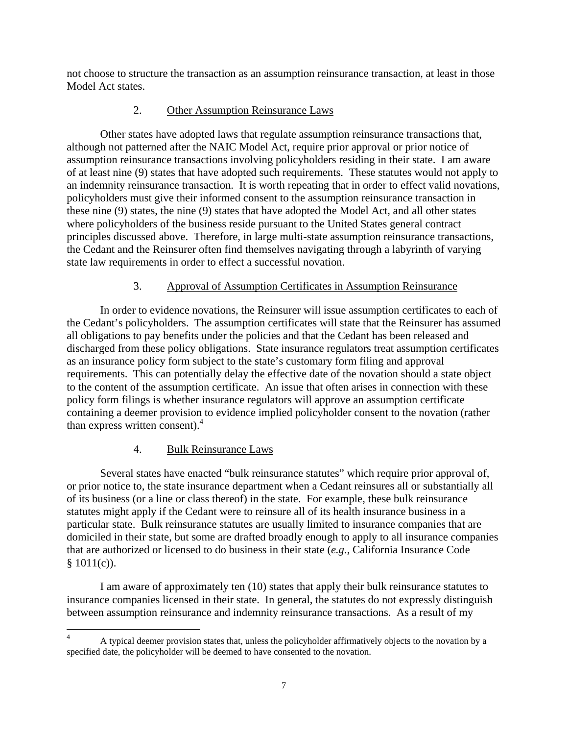not choose to structure the transaction as an assumption reinsurance transaction, at least in those Model Act states.

### 2. Other Assumption Reinsurance Laws

Other states have adopted laws that regulate assumption reinsurance transactions that, although not patterned after the NAIC Model Act, require prior approval or prior notice of assumption reinsurance transactions involving policyholders residing in their state. I am aware of at least nine (9) states that have adopted such requirements. These statutes would not apply to an indemnity reinsurance transaction. It is worth repeating that in order to effect valid novations, policyholders must give their informed consent to the assumption reinsurance transaction in these nine (9) states, the nine (9) states that have adopted the Model Act, and all other states where policyholders of the business reside pursuant to the United States general contract principles discussed above. Therefore, in large multi-state assumption reinsurance transactions, the Cedant and the Reinsurer often find themselves navigating through a labyrinth of varying state law requirements in order to effect a successful novation.

### 3. Approval of Assumption Certificates in Assumption Reinsurance

In order to evidence novations, the Reinsurer will issue assumption certificates to each of the Cedant's policyholders. The assumption certificates will state that the Reinsurer has assumed all obligations to pay benefits under the policies and that the Cedant has been released and discharged from these policy obligations. State insurance regulators treat assumption certificates as an insurance policy form subject to the state's customary form filing and approval requirements. This can potentially delay the effective date of the novation should a state object to the content of the assumption certificate. An issue that often arises in connection with these policy form filings is whether insurance regulators will approve an assumption certificate containing a deemer provision to evidence implied policyholder consent to the novation (rather than express written consent).[4]

### 4. Bulk Reinsurance Laws

Several states have enacted "bulk reinsurance statutes" which require prior approval of, or prior notice to, the state insurance department when a Cedant reinsures all or substantially all of its business (or a line or class thereof) in the state. For example, these bulk reinsurance statutes might apply if the Cedant were to reinsure all of its health insurance business in a particular state. Bulk reinsurance statutes are usually limited to insurance companies that are domiciled in their state, but some are drafted broadly enough to apply to all insurance companies that are authorized or licensed to do business in their state (*e.g.*, California Insurance Code § 1011(c)).

I am aware of approximately ten (10) states that apply their bulk reinsurance statutes to insurance companies licensed in their state. In general, the statutes do not expressly distinguish between assumption reinsurance and indemnity reinsurance transactions. As a result of my

---

[4] A typical deemer provision states that, unless the policyholder affirmatively objects to the novation by a specified date, the policyholder will be deemed to have consented to the novation.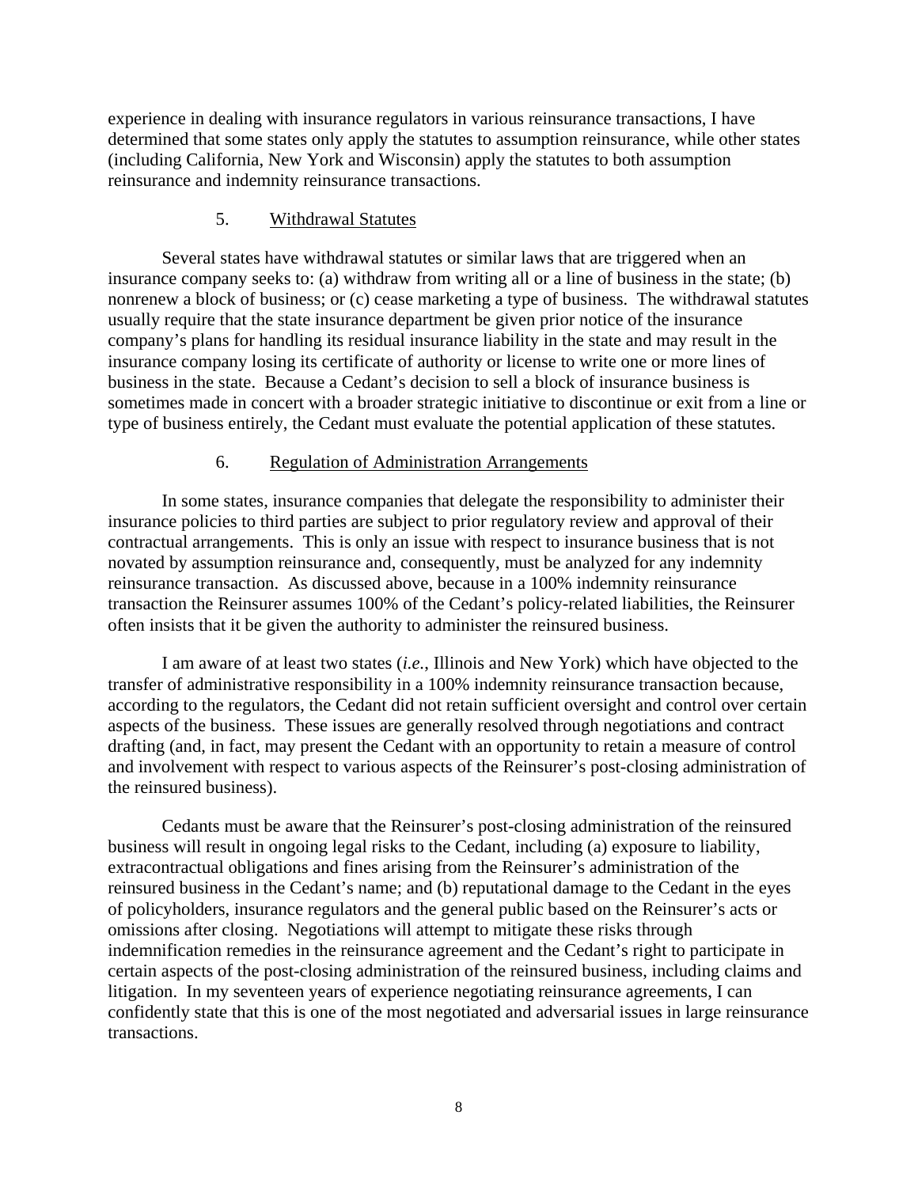experience in dealing with insurance regulators in various reinsurance transactions, I have determined that some states only apply the statutes to assumption reinsurance, while other states (including California, New York and Wisconsin) apply the statutes to both assumption reinsurance and indemnity reinsurance transactions.

### 5. Withdrawal Statutes

Several states have withdrawal statutes or similar laws that are triggered when an insurance company seeks to: (a) withdraw from writing all or a line of business in the state; (b) nonrenew a block of business; or (c) cease marketing a type of business. The withdrawal statutes usually require that the state insurance department be given prior notice of the insurance company's plans for handling its residual insurance liability in the state and may result in the insurance company losing its certificate of authority or license to write one or more lines of business in the state. Because a Cedant's decision to sell a block of insurance business is sometimes made in concert with a broader strategic initiative to discontinue or exit from a line or type of business entirely, the Cedant must evaluate the potential application of these statutes.

### 6. Regulation of Administration Arrangements

In some states, insurance companies that delegate the responsibility to administer their insurance policies to third parties are subject to prior regulatory review and approval of their contractual arrangements. This is only an issue with respect to insurance business that is not novated by assumption reinsurance and, consequently, must be analyzed for any indemnity reinsurance transaction. As discussed above, because in a 100% indemnity reinsurance transaction the Reinsurer assumes 100% of the Cedant's policy-related liabilities, the Reinsurer often insists that it be given the authority to administer the reinsured business.

I am aware of at least two states (*i.e.*, Illinois and New York) which have objected to the transfer of administrative responsibility in a 100% indemnity reinsurance transaction because, according to the regulators, the Cedant did not retain sufficient oversight and control over certain aspects of the business. These issues are generally resolved through negotiations and contract drafting (and, in fact, may present the Cedant with an opportunity to retain a measure of control and involvement with respect to various aspects of the Reinsurer's post-closing administration of the reinsured business).

Cedants must be aware that the Reinsurer's post-closing administration of the reinsured business will result in ongoing legal risks to the Cedant, including (a) exposure to liability, extracontractual obligations and fines arising from the Reinsurer's administration of the reinsured business in the Cedant's name; and (b) reputational damage to the Cedant in the eyes of policyholders, insurance regulators and the general public based on the Reinsurer's acts or omissions after closing. Negotiations will attempt to mitigate these risks through indemnification remedies in the reinsurance agreement and the Cedant's right to participate in certain aspects of the post-closing administration of the reinsured business, including claims and litigation. In my seventeen years of experience negotiating reinsurance agreements, I can confidently state that this is one of the most negotiated and adversarial issues in large reinsurance transactions.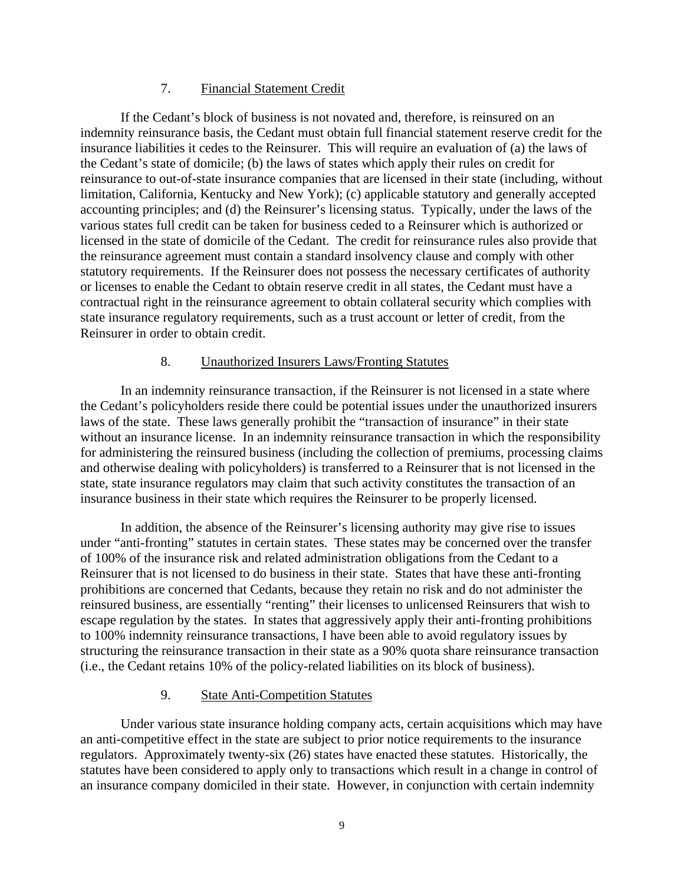### 7. Financial Statement Credit

If the Cedant's block of business is not novated and, therefore, is reinsured on an indemnity reinsurance basis, the Cedant must obtain full financial statement reserve credit for the insurance liabilities it cedes to the Reinsurer. This will require an evaluation of (a) the laws of the Cedant's state of domicile; (b) the laws of states which apply their rules on credit for reinsurance to out-of-state insurance companies that are licensed in their state (including, without limitation, California, Kentucky and New York); (c) applicable statutory and generally accepted accounting principles; and (d) the Reinsurer's licensing status. Typically, under the laws of the various states full credit can be taken for business ceded to a Reinsurer which is authorized or licensed in the state of domicile of the Cedant. The credit for reinsurance rules also provide that the reinsurance agreement must contain a standard insolvency clause and comply with other statutory requirements. If the Reinsurer does not possess the necessary certificates of authority or licenses to enable the Cedant to obtain reserve credit in all states, the Cedant must have a contractual right in the reinsurance agreement to obtain collateral security which complies with state insurance regulatory requirements, such as a trust account or letter of credit, from the Reinsurer in order to obtain credit.

### 8. Unauthorized Insurers Laws/Fronting Statutes

In an indemnity reinsurance transaction, if the Reinsurer is not licensed in a state where the Cedant's policyholders reside there could be potential issues under the unauthorized insurers laws of the state. These laws generally prohibit the "transaction of insurance" in their state without an insurance license. In an indemnity reinsurance transaction in which the responsibility for administering the reinsured business (including the collection of premiums, processing claims and otherwise dealing with policyholders) is transferred to a Reinsurer that is not licensed in the state, state insurance regulators may claim that such activity constitutes the transaction of an insurance business in their state which requires the Reinsurer to be properly licensed.

In addition, the absence of the Reinsurer's licensing authority may give rise to issues under "anti-fronting" statutes in certain states. These states may be concerned over the transfer of 100% of the insurance risk and related administration obligations from the Cedant to a Reinsurer that is not licensed to do business in their state. States that have these anti-fronting prohibitions are concerned that Cedants, because they retain no risk and do not administer the reinsured business, are essentially "renting" their licenses to unlicensed Reinsurers that wish to escape regulation by the states. In states that aggressively apply their anti-fronting prohibitions to 100% indemnity reinsurance transactions, I have been able to avoid regulatory issues by structuring the reinsurance transaction in their state as a 90% quota share reinsurance transaction (i.e., the Cedant retains 10% of the policy-related liabilities on its block of business).

### 9. State Anti-Competition Statutes

Under various state insurance holding company acts, certain acquisitions which may have an anti-competitive effect in the state are subject to prior notice requirements to the insurance regulators. Approximately twenty-six (26) states have enacted these statutes. Historically, the statutes have been considered to apply only to transactions which result in a change in control of an insurance company domiciled in their state. However, in conjunction with certain indemnity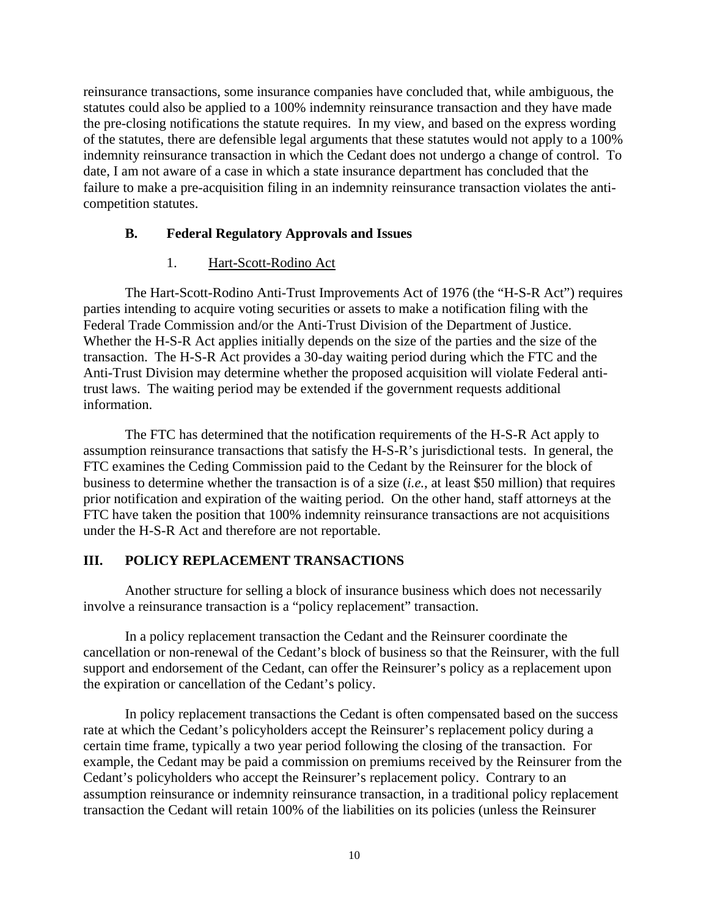reinsurance transactions, some insurance companies have concluded that, while ambiguous, the statutes could also be applied to a 100% indemnity reinsurance transaction and they have made the pre-closing notifications the statute requires. In my view, and based on the express wording of the statutes, there are defensible legal arguments that these statutes would not apply to a 100% indemnity reinsurance transaction in which the Cedant does not undergo a change of control. To date, I am not aware of a case in which a state insurance department has concluded that the failure to make a pre-acquisition filing in an indemnity reinsurance transaction violates the anti-competition statutes.

### B. Federal Regulatory Approvals and Issues

#### 1. Hart-Scott-Rodino Act

The Hart-Scott-Rodino Anti-Trust Improvements Act of 1976 (the "H-S-R Act") requires parties intending to acquire voting securities or assets to make a notification filing with the Federal Trade Commission and/or the Anti-Trust Division of the Department of Justice. Whether the H-S-R Act applies initially depends on the size of the parties and the size of the transaction. The H-S-R Act provides a 30-day waiting period during which the FTC and the Anti-Trust Division may determine whether the proposed acquisition will violate Federal anti-trust laws. The waiting period may be extended if the government requests additional information.

The FTC has determined that the notification requirements of the H-S-R Act apply to assumption reinsurance transactions that satisfy the H-S-R's jurisdictional tests. In general, the FTC examines the Ceding Commission paid to the Cedant by the Reinsurer for the block of business to determine whether the transaction is of a size (*i.e.*, at least $50 million) that requires prior notification and expiration of the waiting period. On the other hand, staff attorneys at the FTC have taken the position that 100% indemnity reinsurance transactions are not acquisitions under the H-S-R Act and therefore are not reportable.

## III. POLICY REPLACEMENT TRANSACTIONS

Another structure for selling a block of insurance business which does not necessarily involve a reinsurance transaction is a "policy replacement" transaction.

In a policy replacement transaction the Cedant and the Reinsurer coordinate the cancellation or non-renewal of the Cedant's block of business so that the Reinsurer, with the full support and endorsement of the Cedant, can offer the Reinsurer's policy as a replacement upon the expiration or cancellation of the Cedant's policy.

In policy replacement transactions the Cedant is often compensated based on the success rate at which the Cedant's policyholders accept the Reinsurer's replacement policy during a certain time frame, typically a two year period following the closing of the transaction. For example, the Cedant may be paid a commission on premiums received by the Reinsurer from the Cedant's policyholders who accept the Reinsurer's replacement policy. Contrary to an assumption reinsurance or indemnity reinsurance transaction, in a traditional policy replacement transaction the Cedant will retain 100% of the liabilities on its policies (unless the Reinsurer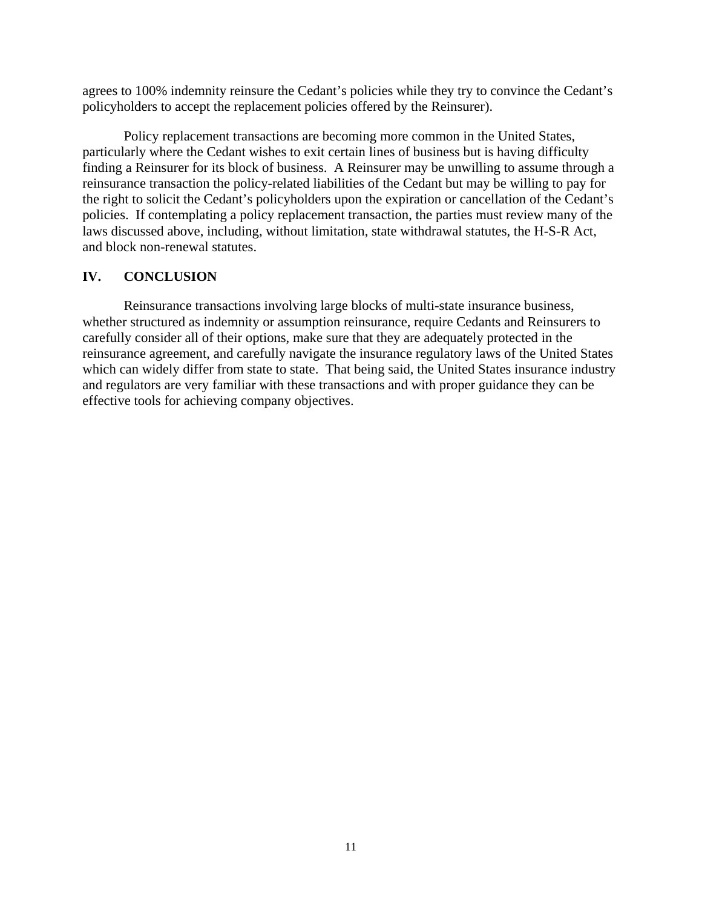agrees to 100% indemnity reinsure the Cedant's policies while they try to convince the Cedant's policyholders to accept the replacement policies offered by the Reinsurer).

Policy replacement transactions are becoming more common in the United States, particularly where the Cedant wishes to exit certain lines of business but is having difficulty finding a Reinsurer for its block of business. A Reinsurer may be unwilling to assume through a reinsurance transaction the policy-related liabilities of the Cedant but may be willing to pay for the right to solicit the Cedant's policyholders upon the expiration or cancellation of the Cedant's policies. If contemplating a policy replacement transaction, the parties must review many of the laws discussed above, including, without limitation, state withdrawal statutes, the H-S-R Act, and block non-renewal statutes.

## IV. CONCLUSION

Reinsurance transactions involving large blocks of multi-state insurance business, whether structured as indemnity or assumption reinsurance, require Cedants and Reinsurers to carefully consider all of their options, make sure that they are adequately protected in the reinsurance agreement, and carefully navigate the insurance regulatory laws of the United States which can widely differ from state to state. That being said, the United States insurance industry and regulators are very familiar with these transactions and with proper guidance they can be effective tools for achieving company objectives.